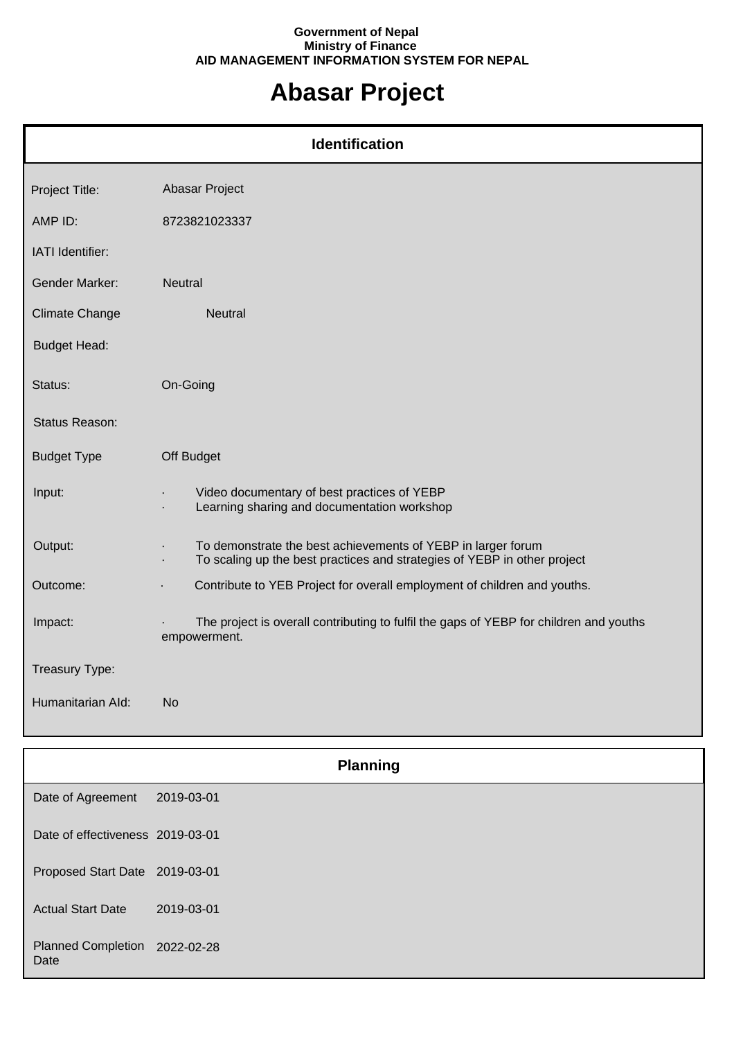**Government of Nepal**
**Ministry of Finance**
**AID MANAGEMENT INFORMATION SYSTEM FOR NEPAL**

# Abasar Project

## Identification

| | |
|---|---|
| Project Title: | Abasar Project |
| AMP ID: | 8723821023337 |
| IATI Identifier: | |
| Gender Marker: | Neutral |
| Climate Change | Neutral |
| Budget Head: | |
| Status: | On-Going |
| Status Reason: | |
| Budget Type | Off Budget |
| Input: | · Video documentary of best practices of YEBP<br>· Learning sharing and documentation workshop |
| Output: | · To demonstrate the best achievements of YEBP in larger forum<br>· To scaling up the best practices and strategies of YEBP in other project |
| Outcome: | · Contribute to YEB Project for overall employment of children and youths. |
| Impact: | · The project is overall contributing to fulfil the gaps of YEBP for children and youths empowerment. |
| Treasury Type: | |
| Humanitarian AId: | No |

## Planning

| | |
|---|---|
| Date of Agreement | 2019-03-01 |
| Date of effectiveness | 2019-03-01 |
| Proposed Start Date | 2019-03-01 |
| Actual Start Date | 2019-03-01 |
| Planned Completion Date | 2022-02-28 |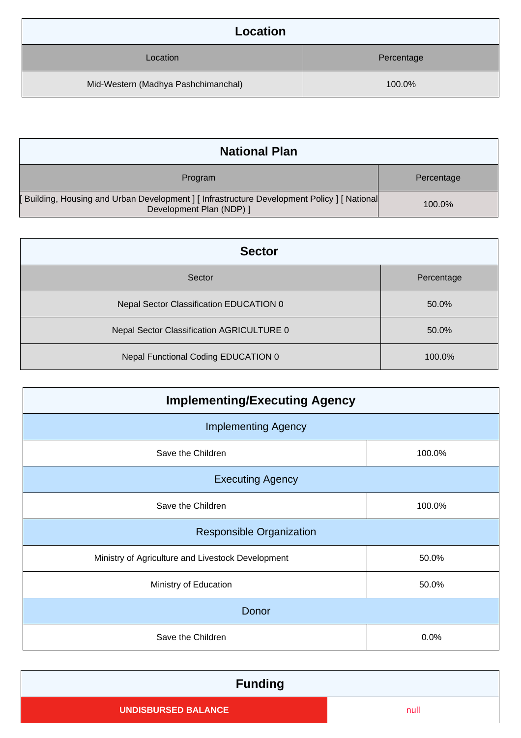## Location

| Location | Percentage |
|---|---|
| Mid-Western (Madhya Pashchimanchal) | 100.0% |

## National Plan

| Program | Percentage |
|---|---|
| [ Building, Housing and Urban Development ] [ Infrastructure Development Policy ] [ National Development Plan (NDP) ] | 100.0% |

## Sector

| Sector | Percentage |
|---|---|
| Nepal Sector Classification EDUCATION 0 | 50.0% |
| Nepal Sector Classification AGRICULTURE 0 | 50.0% |
| Nepal Functional Coding EDUCATION 0 | 100.0% |

## Implementing/Executing Agency

| Implementing Agency | |
|---|---|
| Save the Children | 100.0% |
| **Executing Agency** | |
| Save the Children | 100.0% |
| **Responsible Organization** | |
| Ministry of Agriculture and Livestock Development | 50.0% |
| Ministry of Education | 50.0% |
| **Donor** | |
| Save the Children | 0.0% |

## Funding

| UNDISBURSED BALANCE | null |
|---|---|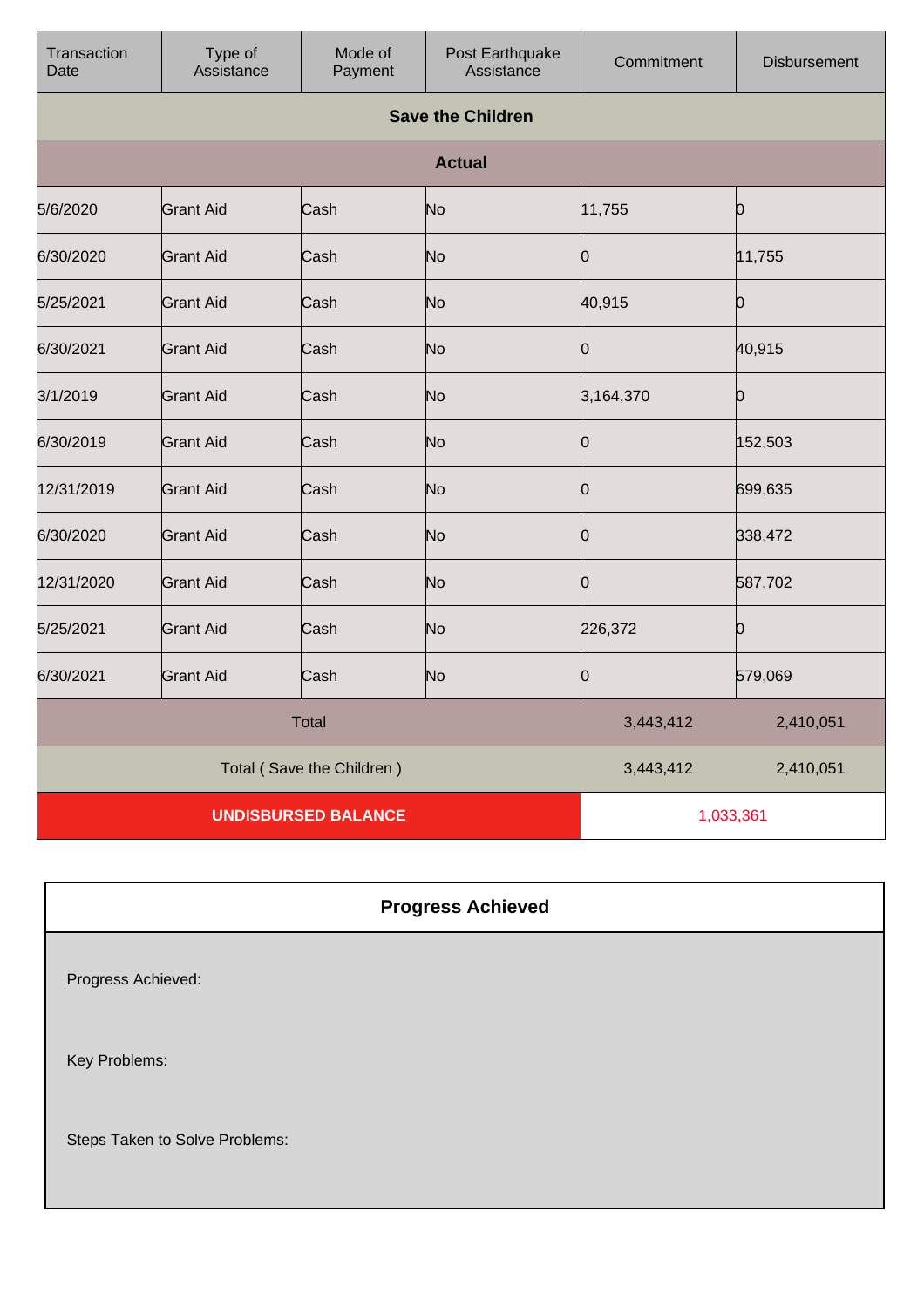| Transaction Date | Type of Assistance | Mode of Payment | Post Earthquake Assistance | Commitment | Disbursement |
|---|---|---|---|---|---|
| **Save the Children** | | | | | |
| **Actual** | | | | | |
| 5/6/2020 | Grant Aid | Cash | No | 11,755 | 0 |
| 6/30/2020 | Grant Aid | Cash | No | 0 | 11,755 |
| 5/25/2021 | Grant Aid | Cash | No | 40,915 | 0 |
| 6/30/2021 | Grant Aid | Cash | No | 0 | 40,915 |
| 3/1/2019 | Grant Aid | Cash | No | 3,164,370 | 0 |
| 6/30/2019 | Grant Aid | Cash | No | 0 | 152,503 |
| 12/31/2019 | Grant Aid | Cash | No | 0 | 699,635 |
| 6/30/2020 | Grant Aid | Cash | No | 0 | 338,472 |
| 12/31/2020 | Grant Aid | Cash | No | 0 | 587,702 |
| 5/25/2021 | Grant Aid | Cash | No | 226,372 | 0 |
| 6/30/2021 | Grant Aid | Cash | No | 0 | 579,069 |
| Total | | | | 3,443,412 | 2,410,051 |
| Total ( Save the Children ) | | | | 3,443,412 | 2,410,051 |
| **UNDISBURSED BALANCE** | | | | 1,033,361 | |

## Progress Achieved

Progress Achieved:

Key Problems:

Steps Taken to Solve Problems: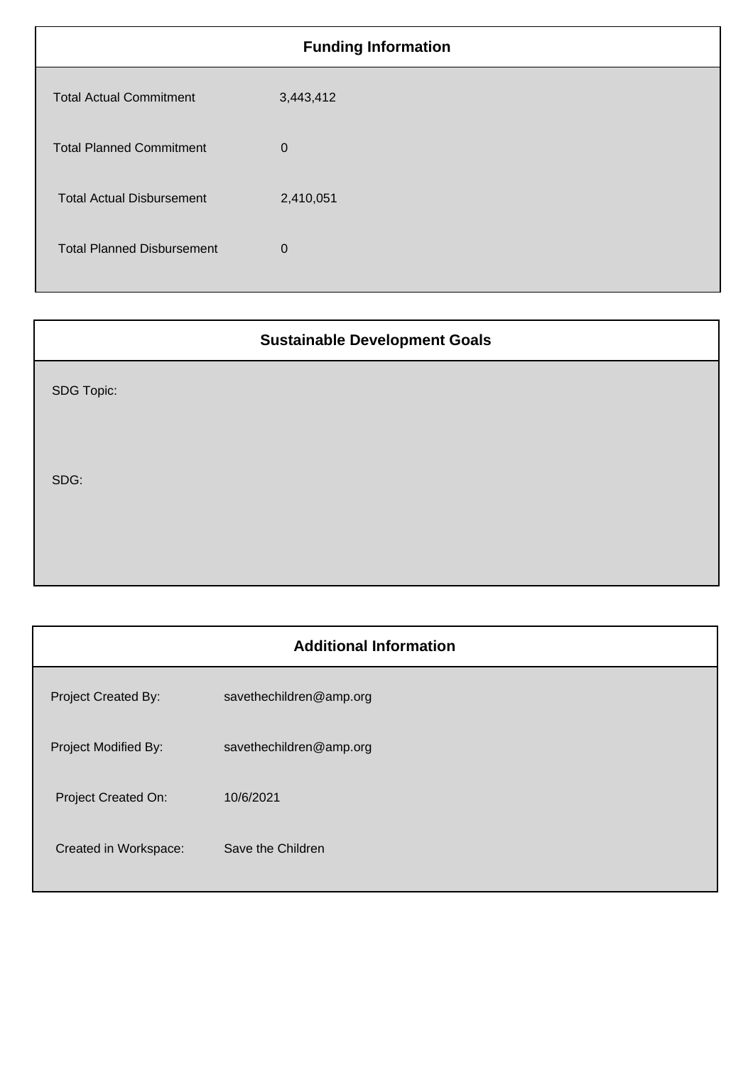## Funding Information

| | |
|---|---|
| Total Actual Commitment | 3,443,412 |
| Total Planned Commitment | 0 |
| Total Actual Disbursement | 2,410,051 |
| Total Planned Disbursement | 0 |

## Sustainable Development Goals

SDG Topic:

SDG:

## Additional Information

| | |
|---|---|
| Project Created By: | savethechildren@amp.org |
| Project Modified By: | savethechildren@amp.org |
| Project Created On: | 10/6/2021 |
| Created in Workspace: | Save the Children |